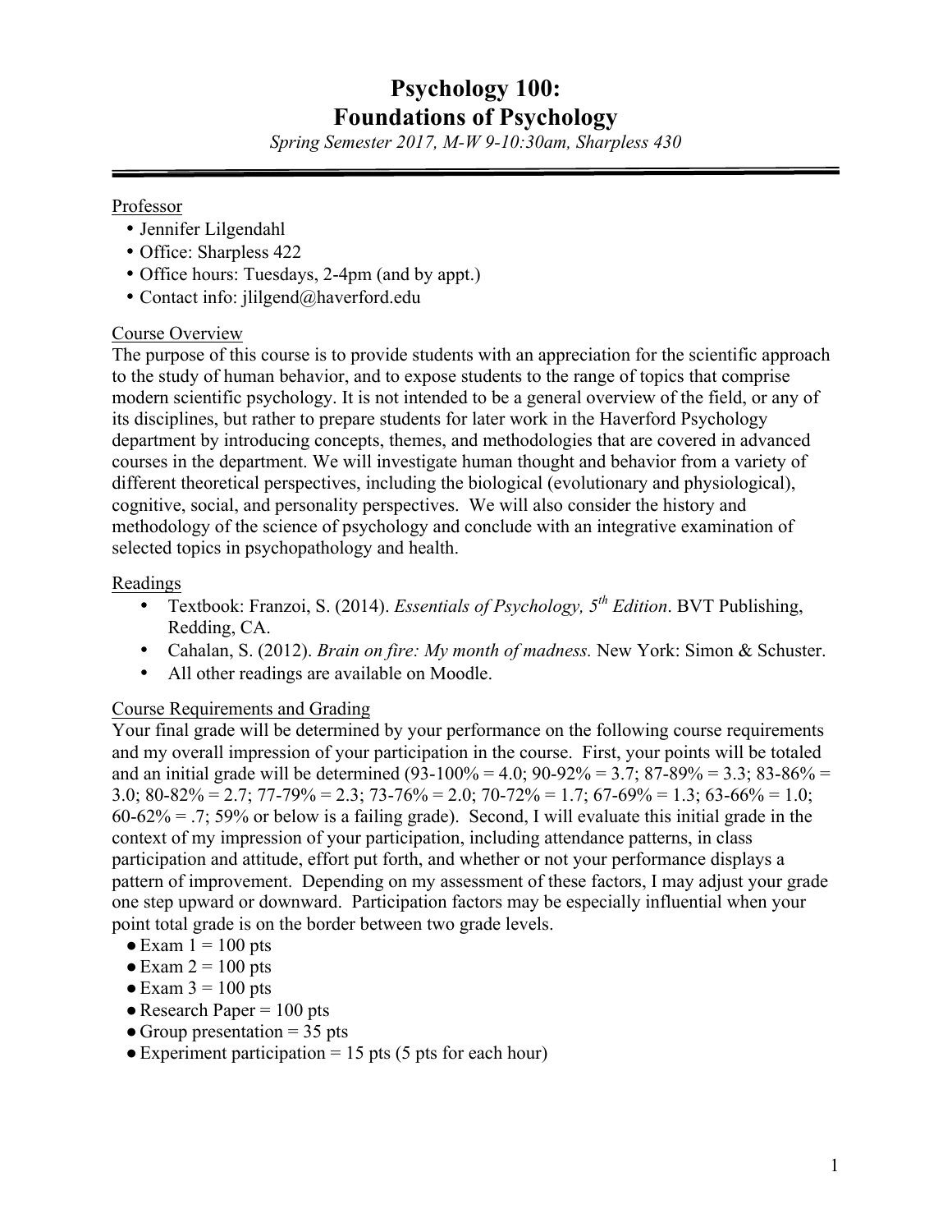# Psychology 100:
# Foundations of Psychology

*Spring Semester 2017, M-W 9-10:30am, Sharpless 430*

---

## Professor

- Jennifer Lilgendahl
- Office: Sharpless 422
- Office hours: Tuesdays, 2-4pm (and by appt.)
- Contact info: jlilgend@haverford.edu

## Course Overview

The purpose of this course is to provide students with an appreciation for the scientific approach to the study of human behavior, and to expose students to the range of topics that comprise modern scientific psychology. It is not intended to be a general overview of the field, or any of its disciplines, but rather to prepare students for later work in the Haverford Psychology department by introducing concepts, themes, and methodologies that are covered in advanced courses in the department. We will investigate human thought and behavior from a variety of different theoretical perspectives, including the biological (evolutionary and physiological), cognitive, social, and personality perspectives. We will also consider the history and methodology of the science of psychology and conclude with an integrative examination of selected topics in psychopathology and health.

## Readings

- Textbook: Franzoi, S. (2014). *Essentials of Psychology, 5th Edition*. BVT Publishing, Redding, CA.
- Cahalan, S. (2012). *Brain on fire: My month of madness.* New York: Simon & Schuster.
- All other readings are available on Moodle.

## Course Requirements and Grading

Your final grade will be determined by your performance on the following course requirements and my overall impression of your participation in the course. First, your points will be totaled and an initial grade will be determined (93-100% = 4.0; 90-92% = 3.7; 87-89% = 3.3; 83-86% = 3.0; 80-82% = 2.7; 77-79% = 2.3; 73-76% = 2.0; 70-72% = 1.7; 67-69% = 1.3; 63-66% = 1.0; 60-62% = .7; 59% or below is a failing grade). Second, I will evaluate this initial grade in the context of my impression of your participation, including attendance patterns, in class participation and attitude, effort put forth, and whether or not your performance displays a pattern of improvement. Depending on my assessment of these factors, I may adjust your grade one step upward or downward. Participation factors may be especially influential when your point total grade is on the border between two grade levels.

- Exam 1 = 100 pts
- Exam 2 = 100 pts
- Exam 3 = 100 pts
- Research Paper = 100 pts
- Group presentation = 35 pts
- Experiment participation = 15 pts (5 pts for each hour)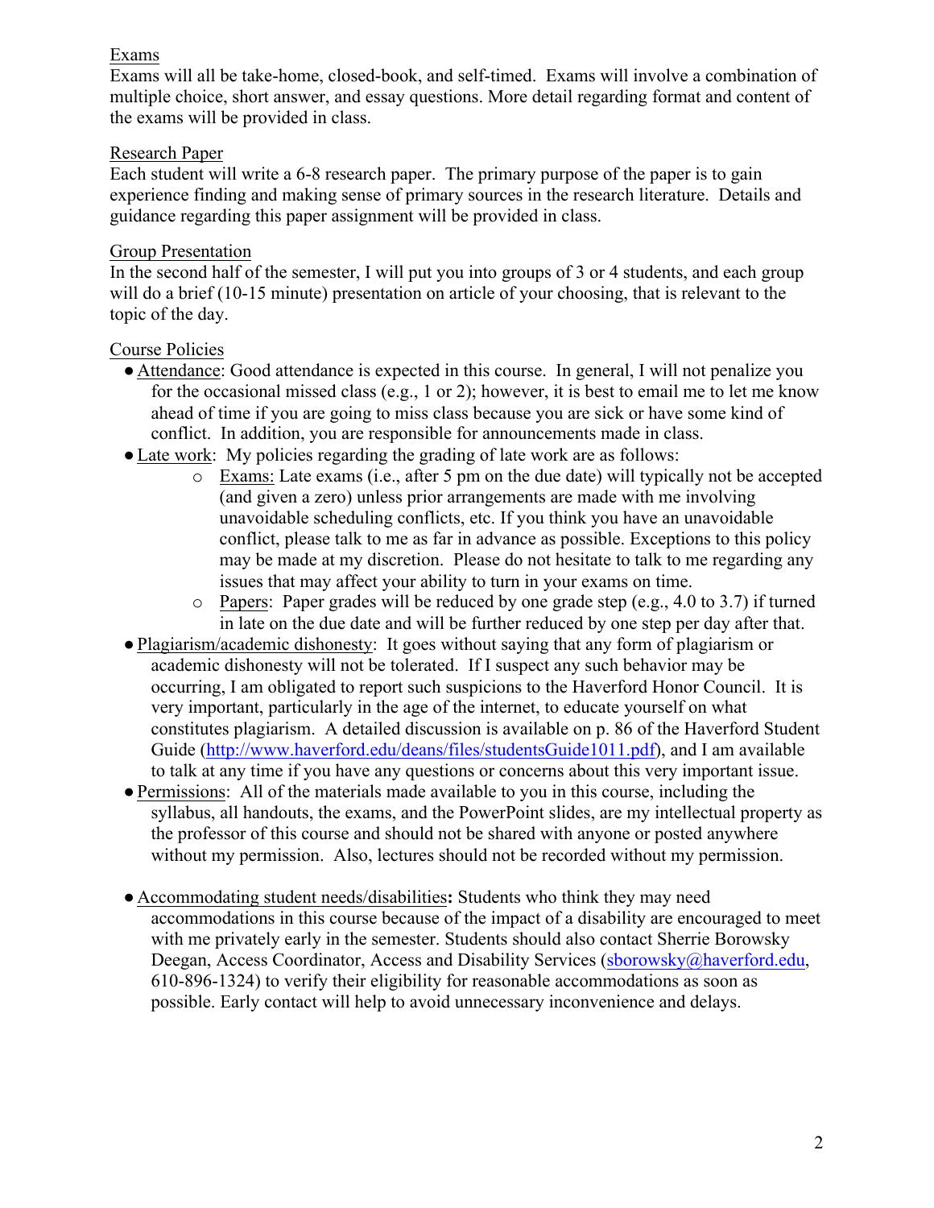## Exams

Exams will all be take-home, closed-book, and self-timed. Exams will involve a combination of multiple choice, short answer, and essay questions. More detail regarding format and content of the exams will be provided in class.

## Research Paper

Each student will write a 6-8 research paper. The primary purpose of the paper is to gain experience finding and making sense of primary sources in the research literature. Details and guidance regarding this paper assignment will be provided in class.

## Group Presentation

In the second half of the semester, I will put you into groups of 3 or 4 students, and each group will do a brief (10-15 minute) presentation on article of your choosing, that is relevant to the topic of the day.

## Course Policies

- Attendance: Good attendance is expected in this course. In general, I will not penalize you for the occasional missed class (e.g., 1 or 2); however, it is best to email me to let me know ahead of time if you are going to miss class because you are sick or have some kind of conflict. In addition, you are responsible for announcements made in class.
- Late work: My policies regarding the grading of late work are as follows:
    - Exams: Late exams (i.e., after 5 pm on the due date) will typically not be accepted (and given a zero) unless prior arrangements are made with me involving unavoidable scheduling conflicts, etc. If you think you have an unavoidable conflict, please talk to me as far in advance as possible. Exceptions to this policy may be made at my discretion. Please do not hesitate to talk to me regarding any issues that may affect your ability to turn in your exams on time.
    - Papers: Paper grades will be reduced by one grade step (e.g., 4.0 to 3.7) if turned in late on the due date and will be further reduced by one step per day after that.
- Plagiarism/academic dishonesty: It goes without saying that any form of plagiarism or academic dishonesty will not be tolerated. If I suspect any such behavior may be occurring, I am obligated to report such suspicions to the Haverford Honor Council. It is very important, particularly in the age of the internet, to educate yourself on what constitutes plagiarism. A detailed discussion is available on p. 86 of the Haverford Student Guide (http://www.haverford.edu/deans/files/studentsGuide1011.pdf), and I am available to talk at any time if you have any questions or concerns about this very important issue.
- Permissions: All of the materials made available to you in this course, including the syllabus, all handouts, the exams, and the PowerPoint slides, are my intellectual property as the professor of this course and should not be shared with anyone or posted anywhere without my permission. Also, lectures should not be recorded without my permission.
- **Accommodating student needs/disabilities:** Students who think they may need accommodations in this course because of the impact of a disability are encouraged to meet with me privately early in the semester. Students should also contact Sherrie Borowsky Deegan, Access Coordinator, Access and Disability Services (sborowsky@haverford.edu, 610-896-1324) to verify their eligibility for reasonable accommodations as soon as possible. Early contact will help to avoid unnecessary inconvenience and delays.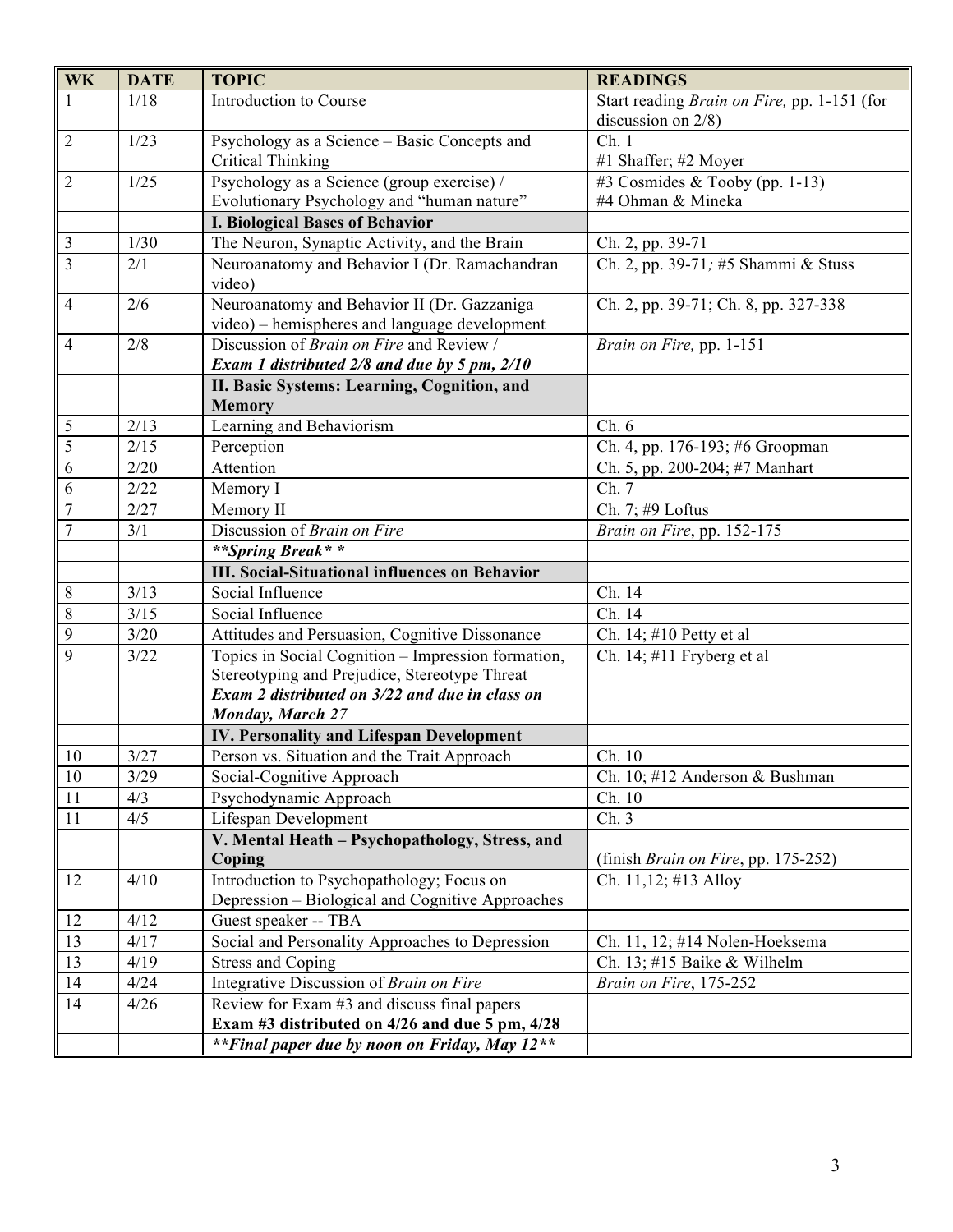| WK | DATE | TOPIC | READINGS |
|---|---|---|---|
| 1 | 1/18 | Introduction to Course | Start reading *Brain on Fire,* pp. 1-151 (for discussion on 2/8) |
| 2 | 1/23 | Psychology as a Science – Basic Concepts and Critical Thinking | Ch. 1<br>#1 Shaffer; #2 Moyer |
| 2 | 1/25 | Psychology as a Science (group exercise) / Evolutionary Psychology and "human nature" | #3 Cosmides & Tooby (pp. 1-13)<br>#4 Ohman & Mineka |
| | | **I. Biological Bases of Behavior** | |
| 3 | 1/30 | The Neuron, Synaptic Activity, and the Brain | Ch. 2, pp. 39-71 |
| 3 | 2/1 | Neuroanatomy and Behavior I (Dr. Ramachandran video) | Ch. 2, pp. 39-71*;* #5 Shammi & Stuss |
| 4 | 2/6 | Neuroanatomy and Behavior II (Dr. Gazzaniga video) – hemispheres and language development | Ch. 2, pp. 39-71; Ch. 8, pp. 327-338 |
| 4 | 2/8 | Discussion of *Brain on Fire* and Review /<br>***Exam 1 distributed 2/8 and due by 5 pm, 2/10*** | *Brain on Fire,* pp. 1-151 |
| | | **II. Basic Systems: Learning, Cognition, and Memory** | |
| 5 | 2/13 | Learning and Behaviorism | Ch. 6 |
| 5 | 2/15 | Perception | Ch. 4, pp. 176-193; #6 Groopman |
| 6 | 2/20 | Attention | Ch. 5, pp. 200-204; #7 Manhart |
| 6 | 2/22 | Memory I | Ch. 7 |
| 7 | 2/27 | Memory II | Ch. 7; #9 Loftus |
| 7 | 3/1 | Discussion of *Brain on Fire* | *Brain on Fire*, pp. 152-175 |
| | | ***\*\*Spring Break\* \**** | |
| | | **III. Social-Situational influences on Behavior** | |
| 8 | 3/13 | Social Influence | Ch. 14 |
| 8 | 3/15 | Social Influence | Ch. 14 |
| 9 | 3/20 | Attitudes and Persuasion, Cognitive Dissonance | Ch. 14; #10 Petty et al |
| 9 | 3/22 | Topics in Social Cognition – Impression formation, Stereotyping and Prejudice, Stereotype Threat<br>***Exam 2 distributed on 3/22 and due in class on Monday, March 27*** | Ch. 14; #11 Fryberg et al |
| | | **IV. Personality and Lifespan Development** | |
| 10 | 3/27 | Person vs. Situation and the Trait Approach | Ch. 10 |
| 10 | 3/29 | Social-Cognitive Approach | Ch. 10; #12 Anderson & Bushman |
| 11 | 4/3 | Psychodynamic Approach | Ch. 10 |
| 11 | 4/5 | Lifespan Development | Ch. 3 |
| | | **V. Mental Heath – Psychopathology, Stress, and Coping** | (finish *Brain on Fire*, pp. 175-252) |
| 12 | 4/10 | Introduction to Psychopathology; Focus on Depression – Biological and Cognitive Approaches | Ch. 11,12; #13 Alloy |
| 12 | 4/12 | Guest speaker -- TBA | |
| 13 | 4/17 | Social and Personality Approaches to Depression | Ch. 11, 12; #14 Nolen-Hoeksema |
| 13 | 4/19 | Stress and Coping | Ch. 13; #15 Baike & Wilhelm |
| 14 | 4/24 | Integrative Discussion of *Brain on Fire* | *Brain on Fire*, 175-252 |
| 14 | 4/26 | Review for Exam #3 and discuss final papers<br>**Exam #3 distributed on 4/26 and due 5 pm, 4/28** | |
| | | ***\*\*Final paper due by noon on Friday, May 12\*\**** | |